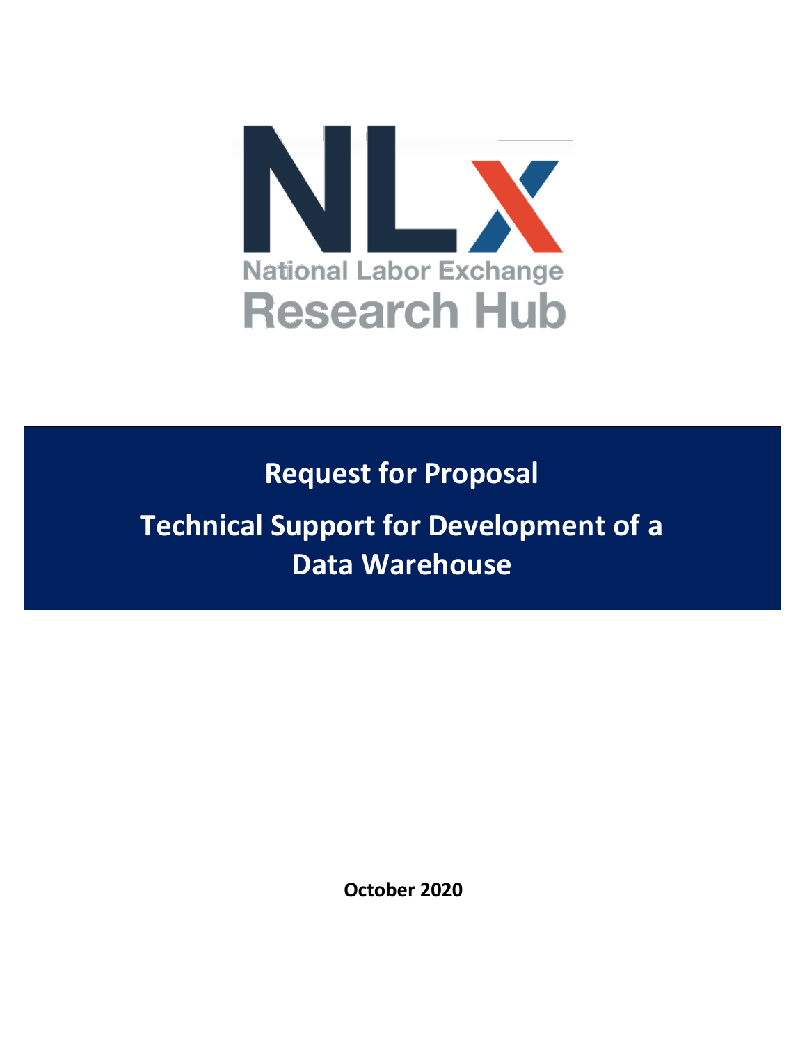NLx

National Labor Exchange

Research Hub

# Request for Proposal

# Technical Support for Development of a Data Warehouse

**October 2020**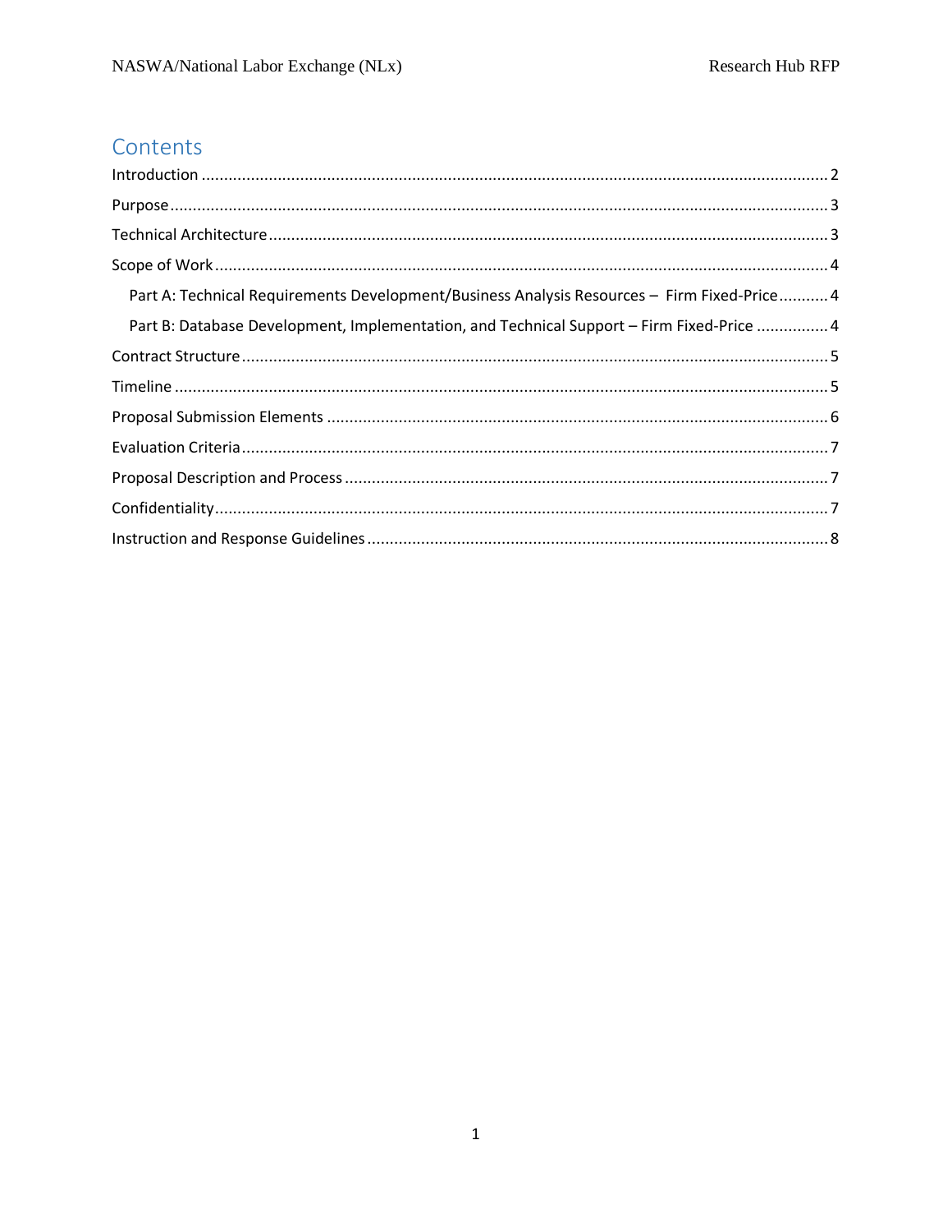## Contents

- Introduction ... 2
- Purpose ... 3
- Technical Architecture ... 3
- Scope of Work ... 4
  - Part A: Technical Requirements Development/Business Analysis Resources – Firm Fixed-Price ... 4
  - Part B: Database Development, Implementation, and Technical Support – Firm Fixed-Price ... 4
- Contract Structure ... 5
- Timeline ... 5
- Proposal Submission Elements ... 6
- Evaluation Criteria ... 7
- Proposal Description and Process ... 7
- Confidentiality ... 7
- Instruction and Response Guidelines ... 8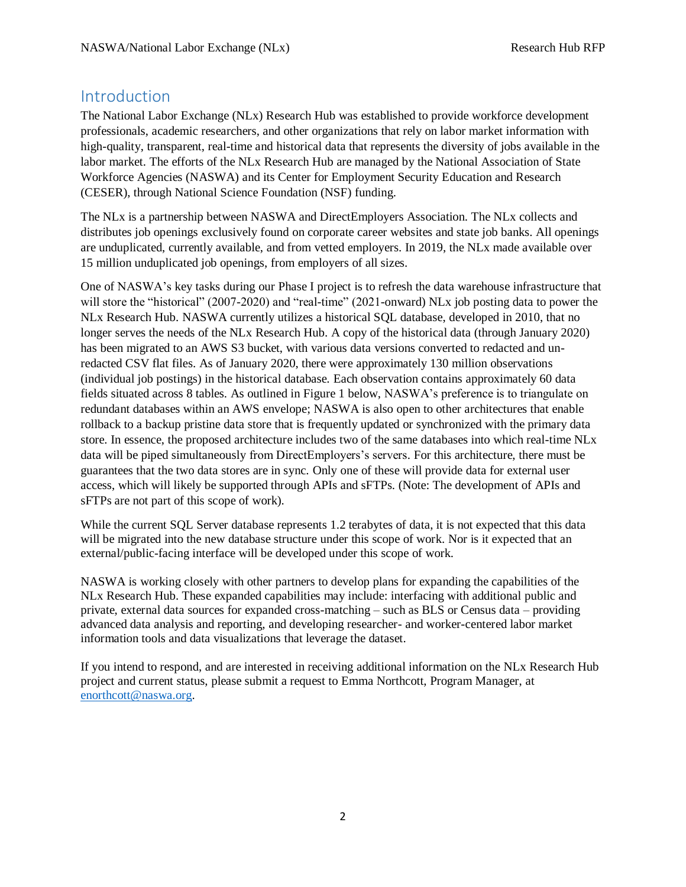## Introduction

The National Labor Exchange (NLx) Research Hub was established to provide workforce development professionals, academic researchers, and other organizations that rely on labor market information with high-quality, transparent, real-time and historical data that represents the diversity of jobs available in the labor market. The efforts of the NLx Research Hub are managed by the National Association of State Workforce Agencies (NASWA) and its Center for Employment Security Education and Research (CESER), through National Science Foundation (NSF) funding.

The NLx is a partnership between NASWA and DirectEmployers Association. The NLx collects and distributes job openings exclusively found on corporate career websites and state job banks. All openings are unduplicated, currently available, and from vetted employers. In 2019, the NLx made available over 15 million unduplicated job openings, from employers of all sizes.

One of NASWA's key tasks during our Phase I project is to refresh the data warehouse infrastructure that will store the "historical" (2007-2020) and "real-time" (2021-onward) NLx job posting data to power the NLx Research Hub. NASWA currently utilizes a historical SQL database, developed in 2010, that no longer serves the needs of the NLx Research Hub. A copy of the historical data (through January 2020) has been migrated to an AWS S3 bucket, with various data versions converted to redacted and un-redacted CSV flat files. As of January 2020, there were approximately 130 million observations (individual job postings) in the historical database. Each observation contains approximately 60 data fields situated across 8 tables. As outlined in Figure 1 below, NASWA's preference is to triangulate on redundant databases within an AWS envelope; NASWA is also open to other architectures that enable rollback to a backup pristine data store that is frequently updated or synchronized with the primary data store. In essence, the proposed architecture includes two of the same databases into which real-time NLx data will be piped simultaneously from DirectEmployers's servers. For this architecture, there must be guarantees that the two data stores are in sync. Only one of these will provide data for external user access, which will likely be supported through APIs and sFTPs. (Note: The development of APIs and sFTPs are not part of this scope of work).

While the current SQL Server database represents 1.2 terabytes of data, it is not expected that this data will be migrated into the new database structure under this scope of work. Nor is it expected that an external/public-facing interface will be developed under this scope of work.

NASWA is working closely with other partners to develop plans for expanding the capabilities of the NLx Research Hub. These expanded capabilities may include: interfacing with additional public and private, external data sources for expanded cross-matching – such as BLS or Census data – providing advanced data analysis and reporting, and developing researcher- and worker-centered labor market information tools and data visualizations that leverage the dataset.

If you intend to respond, and are interested in receiving additional information on the NLx Research Hub project and current status, please submit a request to Emma Northcott, Program Manager, at [enorthcott@naswa.org](mailto:enorthcott@naswa.org).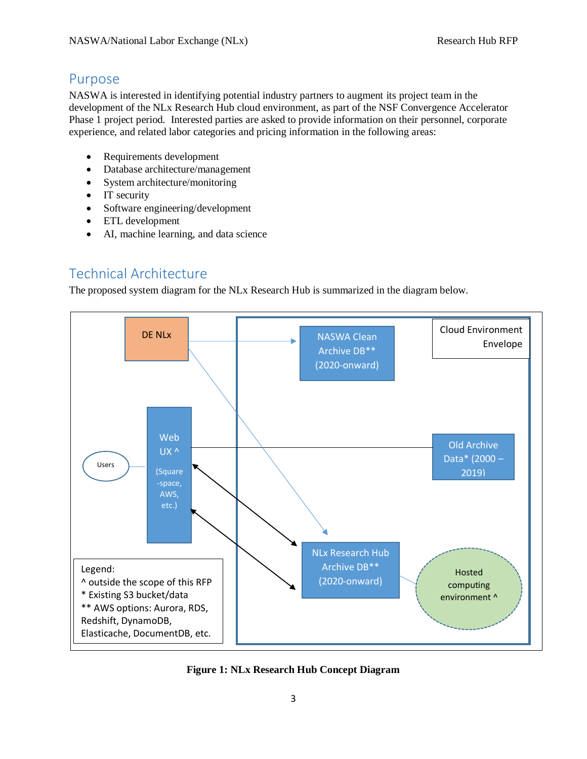## Purpose

NASWA is interested in identifying potential industry partners to augment its project team in the development of the NLx Research Hub cloud environment, as part of the NSF Convergence Accelerator Phase 1 project period. Interested parties are asked to provide information on their personnel, corporate experience, and related labor categories and pricing information in the following areas:

- Requirements development
- Database architecture/management
- System architecture/monitoring
- IT security
- Software engineering/development
- ETL development
- AI, machine learning, and data science

## Technical Architecture

The proposed system diagram for the NLx Research Hub is summarized in the diagram below.

DE NLx

NASWA Clean Archive DB** (2020-onward)

Cloud Environment Envelope

Web UX ^ (Square-space, AWS, etc.)

Users

Old Archive Data* (2000 – 2019)

NLx Research Hub Archive DB** (2020-onward)

Hosted computing environment ^

Legend:
^ outside the scope of this RFP
* Existing S3 bucket/data
** AWS options: Aurora, RDS, Redshift, DynamoDB, Elasticache, DocumentDB, etc.

**Figure 1: NLx Research Hub Concept Diagram**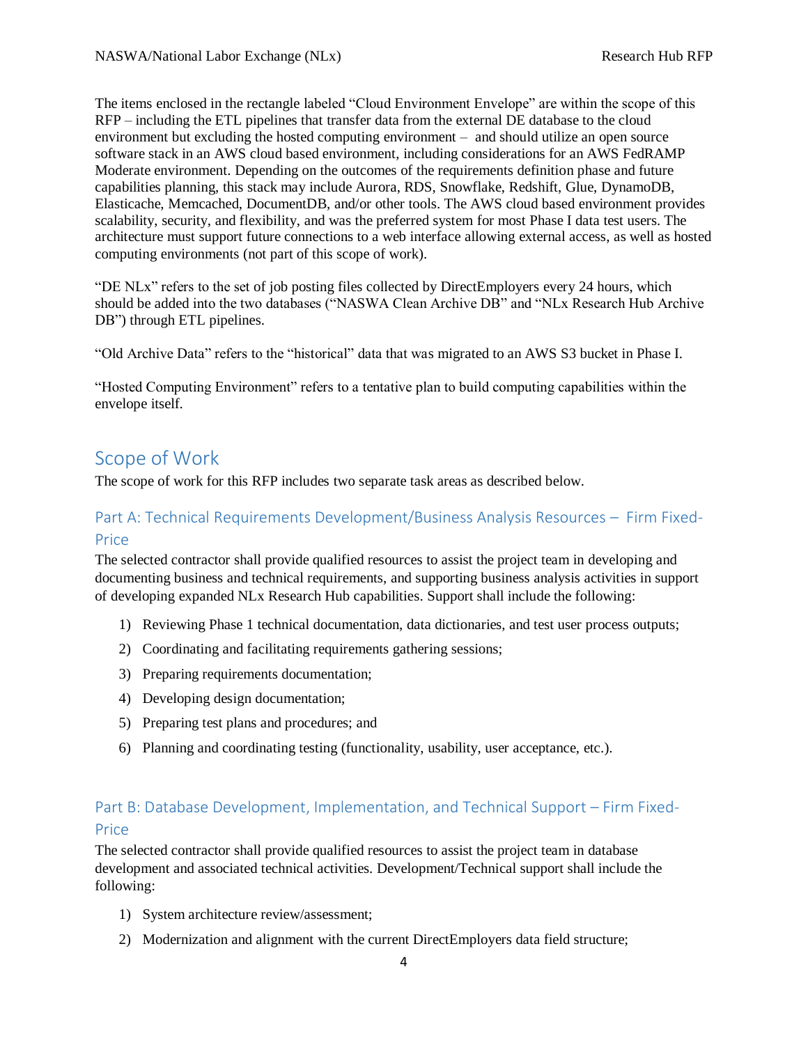The items enclosed in the rectangle labeled "Cloud Environment Envelope" are within the scope of this RFP – including the ETL pipelines that transfer data from the external DE database to the cloud environment but excluding the hosted computing environment – and should utilize an open source software stack in an AWS cloud based environment, including considerations for an AWS FedRAMP Moderate environment. Depending on the outcomes of the requirements definition phase and future capabilities planning, this stack may include Aurora, RDS, Snowflake, Redshift, Glue, DynamoDB, Elasticache, Memcached, DocumentDB, and/or other tools. The AWS cloud based environment provides scalability, security, and flexibility, and was the preferred system for most Phase I data test users. The architecture must support future connections to a web interface allowing external access, as well as hosted computing environments (not part of this scope of work).

"DE NLx" refers to the set of job posting files collected by DirectEmployers every 24 hours, which should be added into the two databases ("NASWA Clean Archive DB" and "NLx Research Hub Archive DB") through ETL pipelines.

"Old Archive Data" refers to the "historical" data that was migrated to an AWS S3 bucket in Phase I.

"Hosted Computing Environment" refers to a tentative plan to build computing capabilities within the envelope itself.

## Scope of Work

The scope of work for this RFP includes two separate task areas as described below.

### Part A: Technical Requirements Development/Business Analysis Resources – Firm Fixed-Price

The selected contractor shall provide qualified resources to assist the project team in developing and documenting business and technical requirements, and supporting business analysis activities in support of developing expanded NLx Research Hub capabilities. Support shall include the following:

1) Reviewing Phase 1 technical documentation, data dictionaries, and test user process outputs;
2) Coordinating and facilitating requirements gathering sessions;
3) Preparing requirements documentation;
4) Developing design documentation;
5) Preparing test plans and procedures; and
6) Planning and coordinating testing (functionality, usability, user acceptance, etc.).

### Part B: Database Development, Implementation, and Technical Support – Firm Fixed-Price

The selected contractor shall provide qualified resources to assist the project team in database development and associated technical activities. Development/Technical support shall include the following:

1) System architecture review/assessment;
2) Modernization and alignment with the current DirectEmployers data field structure;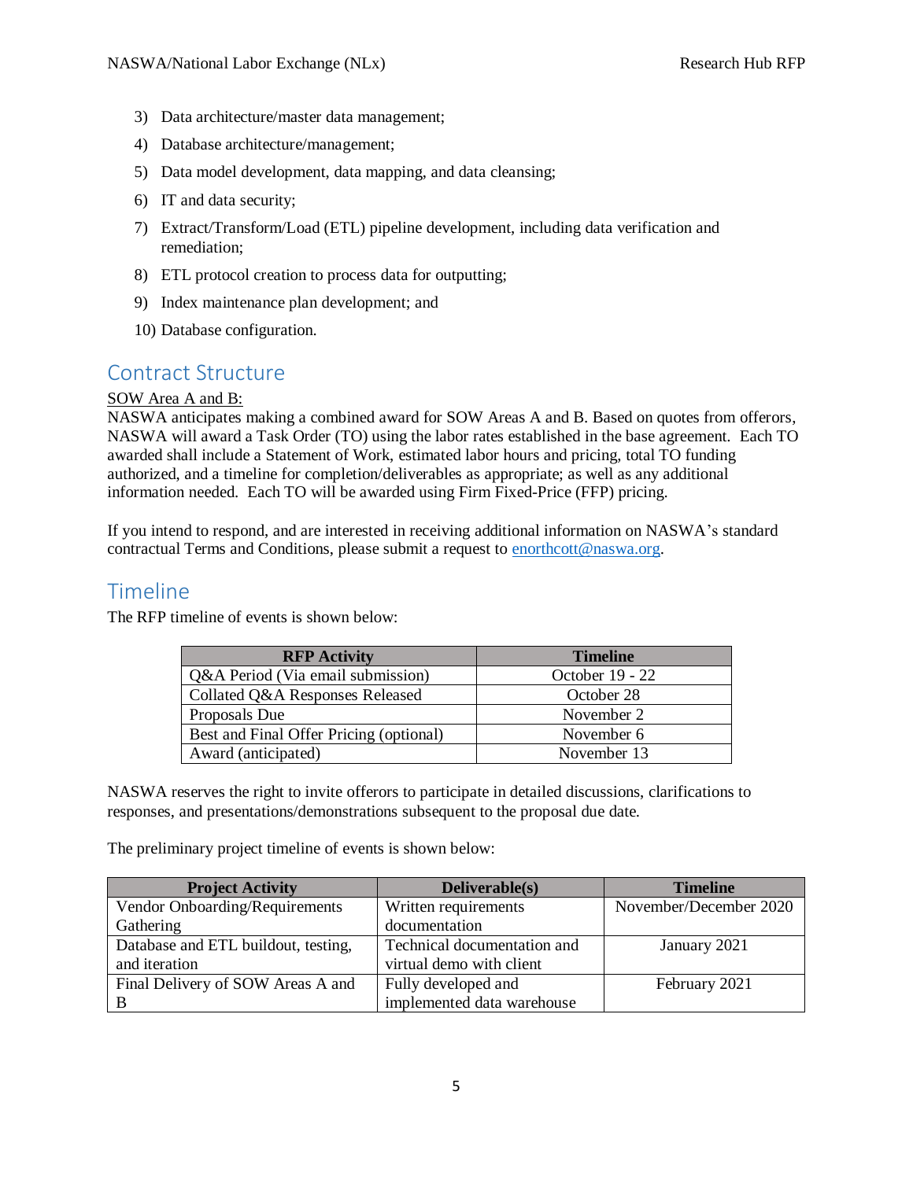3) Data architecture/master data management;
4) Database architecture/management;
5) Data model development, data mapping, and data cleansing;
6) IT and data security;
7) Extract/Transform/Load (ETL) pipeline development, including data verification and remediation;
8) ETL protocol creation to process data for outputting;
9) Index maintenance plan development; and
10) Database configuration.

## Contract Structure

SOW Area A and B:

NASWA anticipates making a combined award for SOW Areas A and B. Based on quotes from offerors, NASWA will award a Task Order (TO) using the labor rates established in the base agreement. Each TO awarded shall include a Statement of Work, estimated labor hours and pricing, total TO funding authorized, and a timeline for completion/deliverables as appropriate; as well as any additional information needed. Each TO will be awarded using Firm Fixed-Price (FFP) pricing.

If you intend to respond, and are interested in receiving additional information on NASWA's standard contractual Terms and Conditions, please submit a request to enorthcott@naswa.org.

## Timeline

The RFP timeline of events is shown below:

| RFP Activity | Timeline |
| --- | --- |
| Q&A Period (Via email submission) | October 19 - 22 |
| Collated Q&A Responses Released | October 28 |
| Proposals Due | November 2 |
| Best and Final Offer Pricing (optional) | November 6 |
| Award (anticipated) | November 13 |

NASWA reserves the right to invite offerors to participate in detailed discussions, clarifications to responses, and presentations/demonstrations subsequent to the proposal due date.

The preliminary project timeline of events is shown below:

| Project Activity | Deliverable(s) | Timeline |
| --- | --- | --- |
| Vendor Onboarding/Requirements Gathering | Written requirements documentation | November/December 2020 |
| Database and ETL buildout, testing, and iteration | Technical documentation and virtual demo with client | January 2021 |
| Final Delivery of SOW Areas A and B | Fully developed and implemented data warehouse | February 2021 |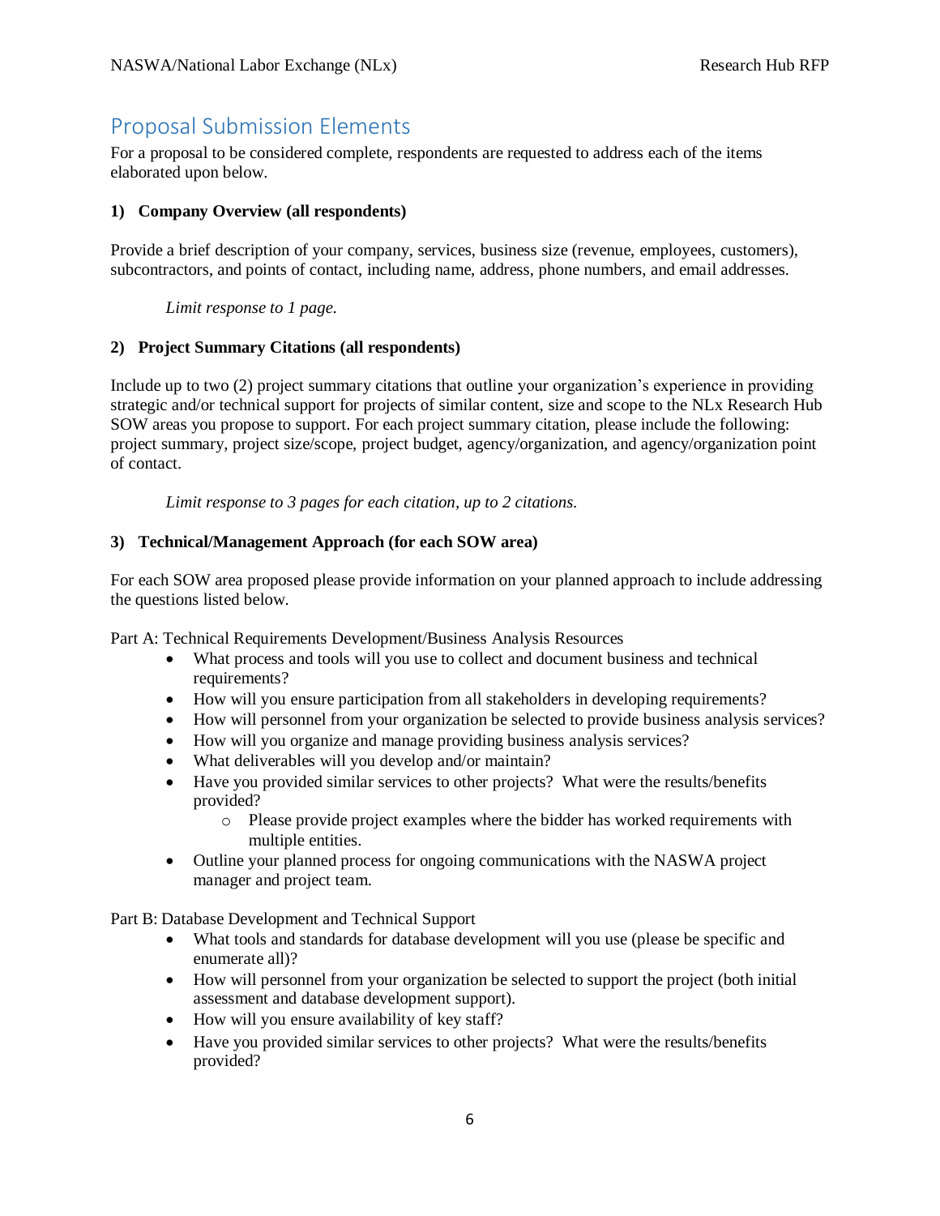## Proposal Submission Elements

For a proposal to be considered complete, respondents are requested to address each of the items elaborated upon below.

**1) Company Overview (all respondents)**

Provide a brief description of your company, services, business size (revenue, employees, customers), subcontractors, and points of contact, including name, address, phone numbers, and email addresses.

> *Limit response to 1 page.*

**2) Project Summary Citations (all respondents)**

Include up to two (2) project summary citations that outline your organization's experience in providing strategic and/or technical support for projects of similar content, size and scope to the NLx Research Hub SOW areas you propose to support. For each project summary citation, please include the following: project summary, project size/scope, project budget, agency/organization, and agency/organization point of contact.

> *Limit response to 3 pages for each citation, up to 2 citations.*

**3) Technical/Management Approach (for each SOW area)**

For each SOW area proposed please provide information on your planned approach to include addressing the questions listed below.

Part A: Technical Requirements Development/Business Analysis Resources

- What process and tools will you use to collect and document business and technical requirements?
- How will you ensure participation from all stakeholders in developing requirements?
- How will personnel from your organization be selected to provide business analysis services?
- How will you organize and manage providing business analysis services?
- What deliverables will you develop and/or maintain?
- Have you provided similar services to other projects? What were the results/benefits provided?
    - Please provide project examples where the bidder has worked requirements with multiple entities.
- Outline your planned process for ongoing communications with the NASWA project manager and project team.

Part B: Database Development and Technical Support

- What tools and standards for database development will you use (please be specific and enumerate all)?
- How will personnel from your organization be selected to support the project (both initial assessment and database development support).
- How will you ensure availability of key staff?
- Have you provided similar services to other projects? What were the results/benefits provided?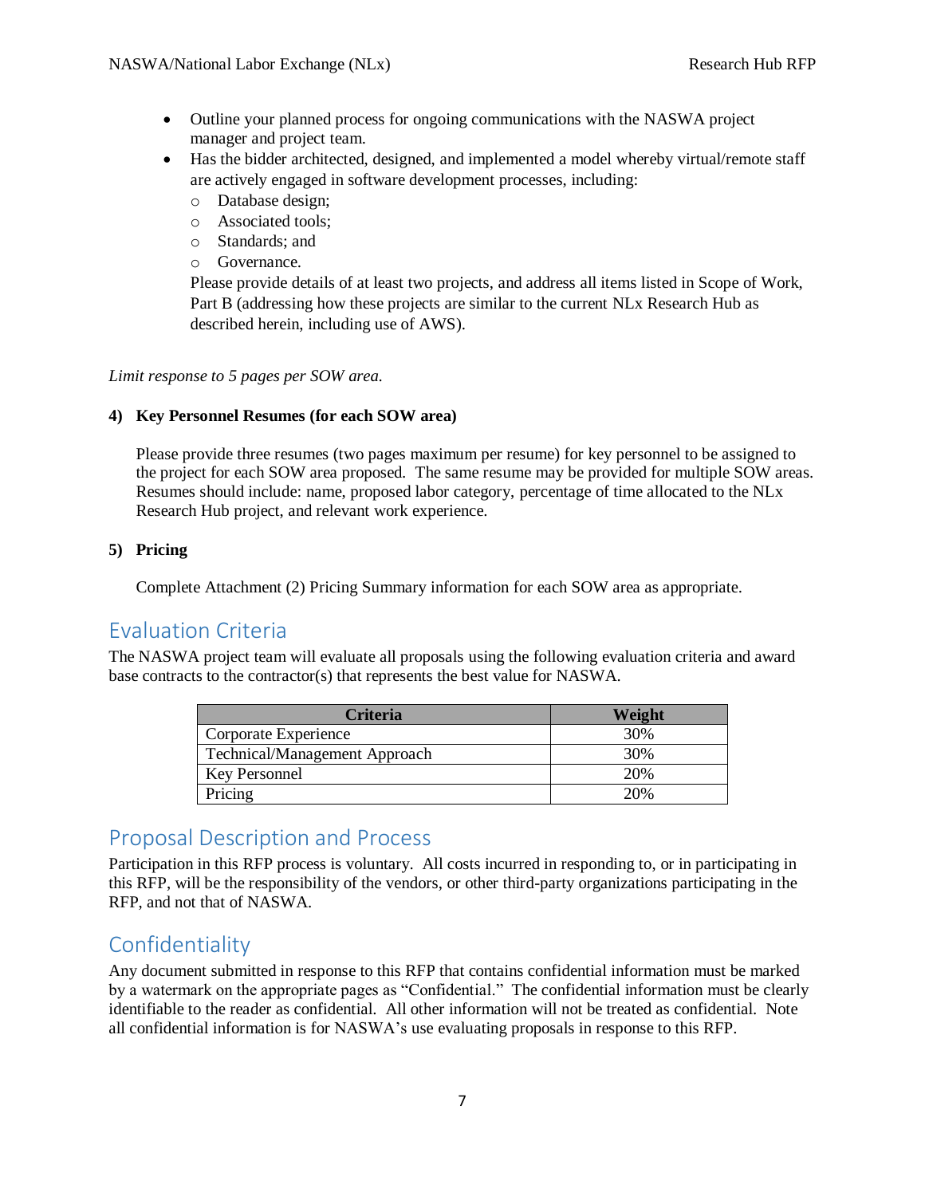- Outline your planned process for ongoing communications with the NASWA project manager and project team.
- Has the bidder architected, designed, and implemented a model whereby virtual/remote staff are actively engaged in software development processes, including:
  - Database design;
  - Associated tools;
  - Standards; and
  - Governance.

  Please provide details of at least two projects, and address all items listed in Scope of Work, Part B (addressing how these projects are similar to the current NLx Research Hub as described herein, including use of AWS).

*Limit response to 5 pages per SOW area.*

**4) Key Personnel Resumes (for each SOW area)**

Please provide three resumes (two pages maximum per resume) for key personnel to be assigned to the project for each SOW area proposed. The same resume may be provided for multiple SOW areas. Resumes should include: name, proposed labor category, percentage of time allocated to the NLx Research Hub project, and relevant work experience.

**5) Pricing**

Complete Attachment (2) Pricing Summary information for each SOW area as appropriate.

## Evaluation Criteria

The NASWA project team will evaluate all proposals using the following evaluation criteria and award base contracts to the contractor(s) that represents the best value for NASWA.

| Criteria | Weight |
|---|---|
| Corporate Experience | 30% |
| Technical/Management Approach | 30% |
| Key Personnel | 20% |
| Pricing | 20% |

## Proposal Description and Process

Participation in this RFP process is voluntary. All costs incurred in responding to, or in participating in this RFP, will be the responsibility of the vendors, or other third-party organizations participating in the RFP, and not that of NASWA.

## Confidentiality

Any document submitted in response to this RFP that contains confidential information must be marked by a watermark on the appropriate pages as "Confidential." The confidential information must be clearly identifiable to the reader as confidential. All other information will not be treated as confidential. Note all confidential information is for NASWA's use evaluating proposals in response to this RFP.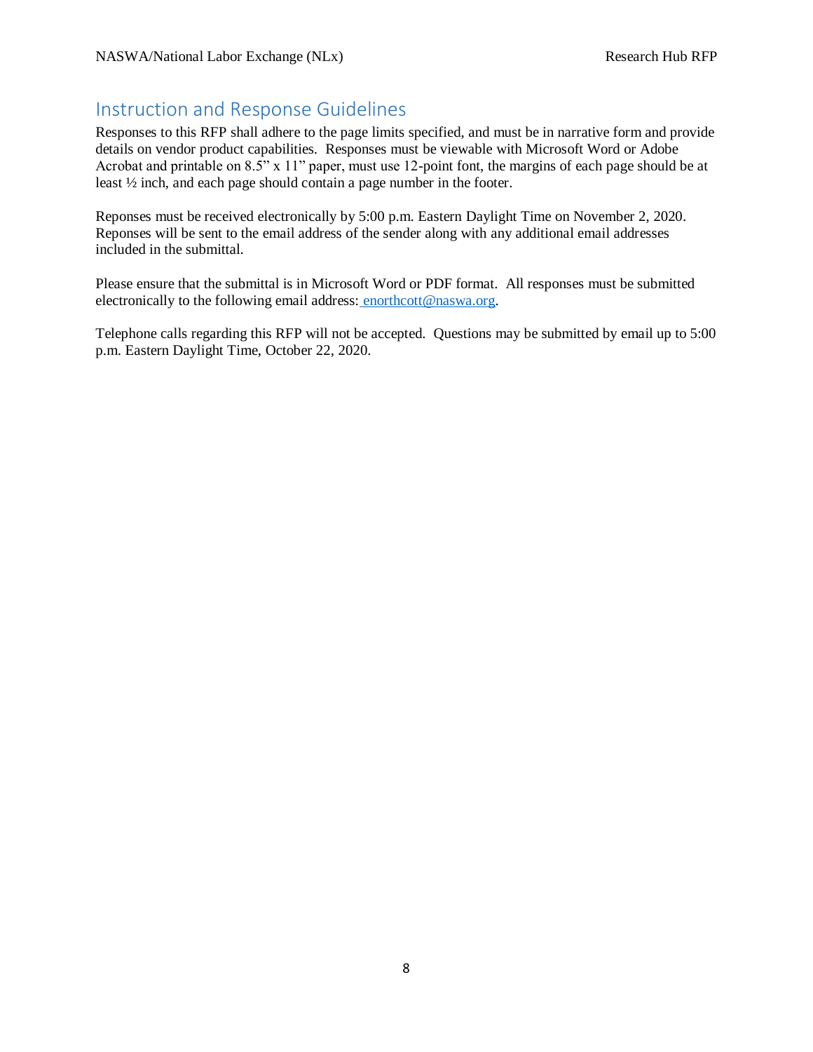## Instruction and Response Guidelines

Responses to this RFP shall adhere to the page limits specified, and must be in narrative form and provide details on vendor product capabilities. Responses must be viewable with Microsoft Word or Adobe Acrobat and printable on 8.5" x 11" paper, must use 12-point font, the margins of each page should be at least ½ inch, and each page should contain a page number in the footer.

Reponses must be received electronically by 5:00 p.m. Eastern Daylight Time on November 2, 2020. Reponses will be sent to the email address of the sender along with any additional email addresses included in the submittal.

Please ensure that the submittal is in Microsoft Word or PDF format. All responses must be submitted electronically to the following email address: enorthcott@naswa.org.

Telephone calls regarding this RFP will not be accepted. Questions may be submitted by email up to 5:00 p.m. Eastern Daylight Time, October 22, 2020.